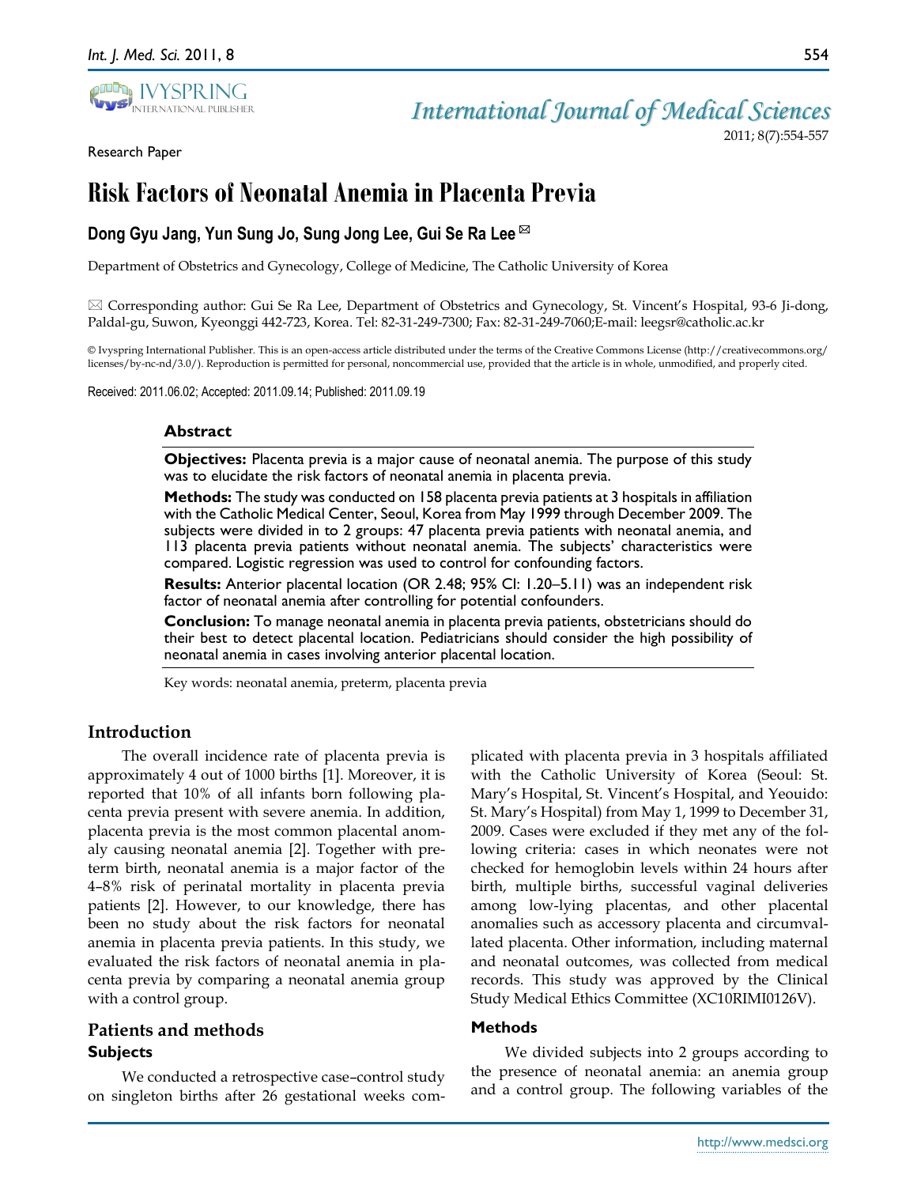Research Paper

# Risk Factors of Neonatal Anemia in Placenta Previa

**Dong Gyu Jang, Yun Sung Jo, Sung Jong Lee, Gui Se Ra Lee** ✉

Department of Obstetrics and Gynecology, College of Medicine, The Catholic University of Korea

✉ Corresponding author: Gui Se Ra Lee, Department of Obstetrics and Gynecology, St. Vincent's Hospital, 93-6 Ji-dong, Paldal-gu, Suwon, Kyeonggi 442-723, Korea. Tel: 82-31-249-7300; Fax: 82-31-249-7060;E-mail: leegsr@catholic.ac.kr

© Ivyspring International Publisher. This is an open-access article distributed under the terms of the Creative Commons License (http://creativecommons.org/licenses/by-nc-nd/3.0/). Reproduction is permitted for personal, noncommercial use, provided that the article is in whole, unmodified, and properly cited.

Received: 2011.06.02; Accepted: 2011.09.14; Published: 2011.09.19

## Abstract

**Objectives:** Placenta previa is a major cause of neonatal anemia. The purpose of this study was to elucidate the risk factors of neonatal anemia in placenta previa.

**Methods:** The study was conducted on 158 placenta previa patients at 3 hospitals in affiliation with the Catholic Medical Center, Seoul, Korea from May 1999 through December 2009. The subjects were divided in to 2 groups: 47 placenta previa patients with neonatal anemia, and 113 placenta previa patients without neonatal anemia. The subjects' characteristics were compared. Logistic regression was used to control for confounding factors.

**Results:** Anterior placental location (OR 2.48; 95% CI: 1.20–5.11) was an independent risk factor of neonatal anemia after controlling for potential confounders.

**Conclusion:** To manage neonatal anemia in placenta previa patients, obstetricians should do their best to detect placental location. Pediatricians should consider the high possibility of neonatal anemia in cases involving anterior placental location.

Key words: neonatal anemia, preterm, placenta previa

## Introduction

The overall incidence rate of placenta previa is approximately 4 out of 1000 births [1]. Moreover, it is reported that 10% of all infants born following placenta previa present with severe anemia. In addition, placenta previa is the most common placental anomaly causing neonatal anemia [2]. Together with preterm birth, neonatal anemia is a major factor of the 4–8% risk of perinatal mortality in placenta previa patients [2]. However, to our knowledge, there has been no study about the risk factors for neonatal anemia in placenta previa patients. In this study, we evaluated the risk factors of neonatal anemia in placenta previa by comparing a neonatal anemia group with a control group.

## Patients and methods

### Subjects

We conducted a retrospective case–control study on singleton births after 26 gestational weeks complicated with placenta previa in 3 hospitals affiliated with the Catholic University of Korea (Seoul: St. Mary's Hospital, St. Vincent's Hospital, and Yeouido: St. Mary's Hospital) from May 1, 1999 to December 31, 2009. Cases were excluded if they met any of the following criteria: cases in which neonates were not checked for hemoglobin levels within 24 hours after birth, multiple births, successful vaginal deliveries among low-lying placentas, and other placental anomalies such as accessory placenta and circumvallated placenta. Other information, including maternal and neonatal outcomes, was collected from medical records. This study was approved by the Clinical Study Medical Ethics Committee (XC10RIMI0126V).

### Methods

We divided subjects into 2 groups according to the presence of neonatal anemia: an anemia group and a control group. The following variables of the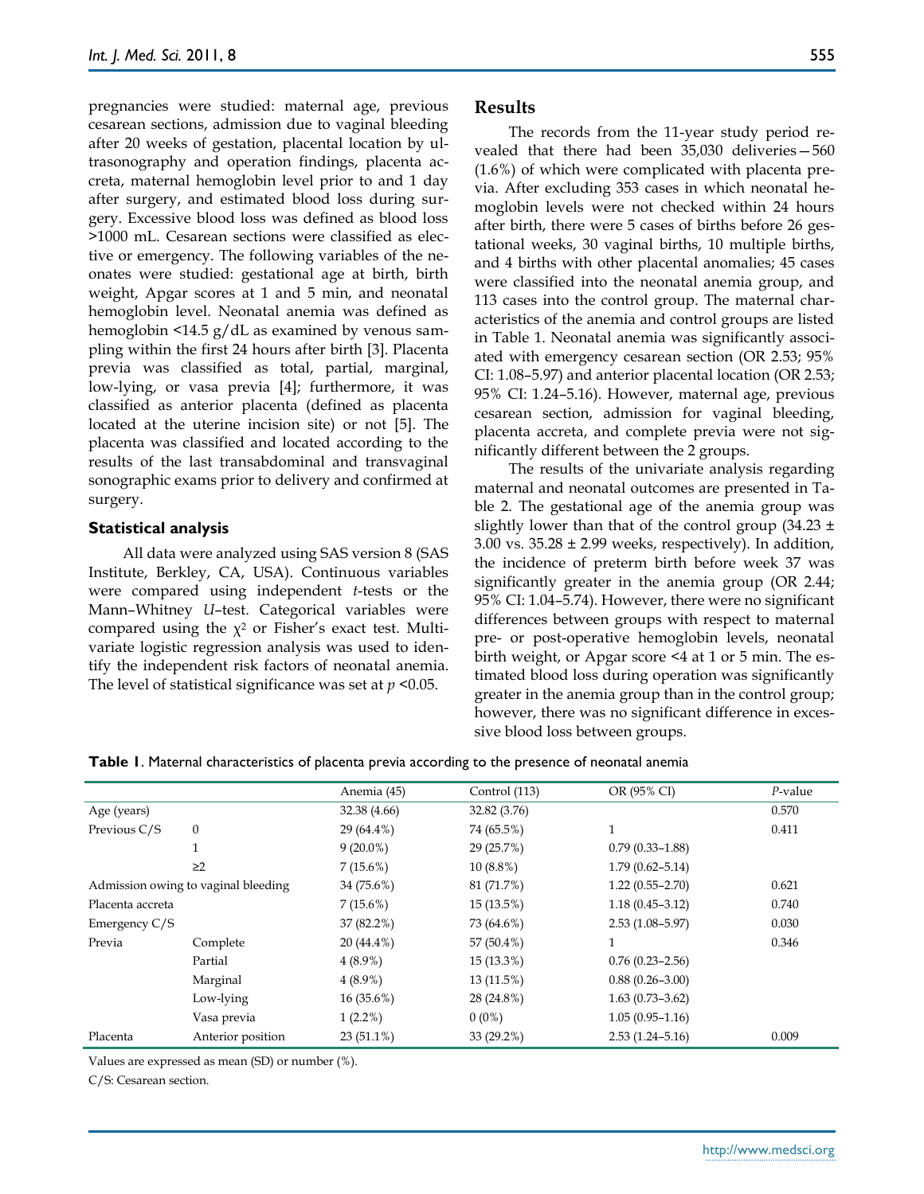pregnancies were studied: maternal age, previous cesarean sections, admission due to vaginal bleeding after 20 weeks of gestation, placental location by ultrasonography and operation findings, placenta accreta, maternal hemoglobin level prior to and 1 day after surgery, and estimated blood loss during surgery. Excessive blood loss was defined as blood loss >1000 mL. Cesarean sections were classified as elective or emergency. The following variables of the neonates were studied: gestational age at birth, birth weight, Apgar scores at 1 and 5 min, and neonatal hemoglobin level. Neonatal anemia was defined as hemoglobin <14.5 g/dL as examined by venous sampling within the first 24 hours after birth [3]. Placenta previa was classified as total, partial, marginal, low-lying, or vasa previa [4]; furthermore, it was classified as anterior placenta (defined as placenta located at the uterine incision site) or not [5]. The placenta was classified and located according to the results of the last transabdominal and transvaginal sonographic exams prior to delivery and confirmed at surgery.

### Statistical analysis

All data were analyzed using SAS version 8 (SAS Institute, Berkley, CA, USA). Continuous variables were compared using independent *t*-tests or the Mann–Whitney *U*–test. Categorical variables were compared using the $\chi^2$ or Fisher's exact test. Multivariate logistic regression analysis was used to identify the independent risk factors of neonatal anemia. The level of statistical significance was set at $p$ <0.05.

## Results

The records from the 11-year study period revealed that there had been 35,030 deliveries—560 (1.6%) of which were complicated with placenta previa. After excluding 353 cases in which neonatal hemoglobin levels were not checked within 24 hours after birth, there were 5 cases of births before 26 gestational weeks, 30 vaginal births, 10 multiple births, and 4 births with other placental anomalies; 45 cases were classified into the neonatal anemia group, and 113 cases into the control group. The maternal characteristics of the anemia and control groups are listed in Table 1. Neonatal anemia was significantly associated with emergency cesarean section (OR 2.53; 95% CI: 1.08–5.97) and anterior placental location (OR 2.53; 95% CI: 1.24–5.16). However, maternal age, previous cesarean section, admission for vaginal bleeding, placenta accreta, and complete previa were not significantly different between the 2 groups.

The results of the univariate analysis regarding maternal and neonatal outcomes are presented in Table 2. The gestational age of the anemia group was slightly lower than that of the control group (34.23 ± 3.00 vs. 35.28 ± 2.99 weeks, respectively). In addition, the incidence of preterm birth before week 37 was significantly greater in the anemia group (OR 2.44; 95% CI: 1.04–5.74). However, there were no significant differences between groups with respect to maternal pre- or post-operative hemoglobin levels, neonatal birth weight, or Apgar score <4 at 1 or 5 min. The estimated blood loss during operation was significantly greater in the anemia group than in the control group; however, there was no significant difference in excessive blood loss between groups.

**Table 1**. Maternal characteristics of placenta previa according to the presence of neonatal anemia

| | | Anemia (45) | Control (113) | OR (95% CI) | *P*-value |
|---|---|---|---|---|---|
| Age (years) | | 32.38 (4.66) | 32.82 (3.76) | | 0.570 |
| Previous C/S | 0 | 29 (64.4%) | 74 (65.5%) | 1 | 0.411 |
| | 1 | 9 (20.0%) | 29 (25.7%) | 0.79 (0.33–1.88) | |
| | ≥2 | 7 (15.6%) | 10 (8.8%) | 1.79 (0.62–5.14) | |
| Admission owing to vaginal bleeding | | 34 (75.6%) | 81 (71.7%) | 1.22 (0.55–2.70) | 0.621 |
| Placenta accreta | | 7 (15.6%) | 15 (13.5%) | 1.18 (0.45–3.12) | 0.740 |
| Emergency C/S | | 37 (82.2%) | 73 (64.6%) | 2.53 (1.08–5.97) | 0.030 |
| Previa | Complete | 20 (44.4%) | 57 (50.4%) | 1 | 0.346 |
| | Partial | 4 (8.9%) | 15 (13.3%) | 0.76 (0.23–2.56) | |
| | Marginal | 4 (8.9%) | 13 (11.5%) | 0.88 (0.26–3.00) | |
| | Low-lying | 16 (35.6%) | 28 (24.8%) | 1.63 (0.73–3.62) | |
| | Vasa previa | 1 (2.2%) | 0 (0%) | 1.05 (0.95–1.16) | |
| Placenta | Anterior position | 23 (51.1%) | 33 (29.2%) | 2.53 (1.24–5.16) | 0.009 |

Values are expressed as mean (SD) or number (%).

C/S: Cesarean section.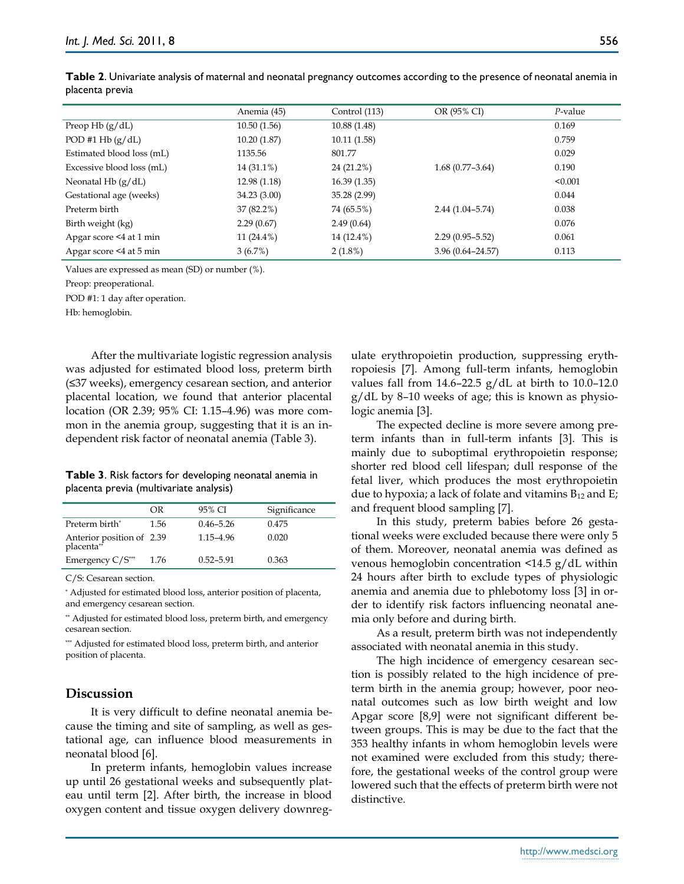**Table 2**. Univariate analysis of maternal and neonatal pregnancy outcomes according to the presence of neonatal anemia in placenta previa

| | Anemia (45) | Control (113) | OR (95% CI) | *P*-value |
|---|---|---|---|---|
| Preop Hb (g/dL) | 10.50 (1.56) | 10.88 (1.48) | | 0.169 |
| POD #1 Hb (g/dL) | 10.20 (1.87) | 10.11 (1.58) | | 0.759 |
| Estimated blood loss (mL) | 1135.56 | 801.77 | | 0.029 |
| Excessive blood loss (mL) | 14 (31.1%) | 24 (21.2%) | 1.68 (0.77–3.64) | 0.190 |
| Neonatal Hb (g/dL) | 12.98 (1.18) | 16.39 (1.35) | | <0.001 |
| Gestational age (weeks) | 34.23 (3.00) | 35.28 (2.99) | | 0.044 |
| Preterm birth | 37 (82.2%) | 74 (65.5%) | 2.44 (1.04–5.74) | 0.038 |
| Birth weight (kg) | 2.29 (0.67) | 2.49 (0.64) | | 0.076 |
| Apgar score <4 at 1 min | 11 (24.4%) | 14 (12.4%) | 2.29 (0.95–5.52) | 0.061 |
| Apgar score <4 at 5 min | 3 (6.7%) | 2 (1.8%) | 3.96 (0.64–24.57) | 0.113 |

Values are expressed as mean (SD) or number (%).

Preop: preoperational.

POD #1: 1 day after operation.

Hb: hemoglobin.

After the multivariate logistic regression analysis was adjusted for estimated blood loss, preterm birth (≤37 weeks), emergency cesarean section, and anterior placental location, we found that anterior placental location (OR 2.39; 95% CI: 1.15–4.96) was more common in the anemia group, suggesting that it is an independent risk factor of neonatal anemia (Table 3).

**Table 3**. Risk factors for developing neonatal anemia in placenta previa (multivariate analysis)

| | OR | 95% CI | Significance |
|---|---|---|---|
| Preterm birth* | 1.56 | 0.46–5.26 | 0.475 |
| Anterior position of placenta** | 2.39 | 1.15–4.96 | 0.020 |
| Emergency C/S*** | 1.76 | 0.52–5.91 | 0.363 |

C/S: Cesarean section.

\* Adjusted for estimated blood loss, anterior position of placenta, and emergency cesarean section.

\** Adjusted for estimated blood loss, preterm birth, and emergency cesarean section.

\*** Adjusted for estimated blood loss, preterm birth, and anterior position of placenta.

## Discussion

It is very difficult to define neonatal anemia because the timing and site of sampling, as well as gestational age, can influence blood measurements in neonatal blood [6].

In preterm infants, hemoglobin values increase up until 26 gestational weeks and subsequently plateau until term [2]. After birth, the increase in blood oxygen content and tissue oxygen delivery downregulate erythropoietin production, suppressing erythropoiesis [7]. Among full-term infants, hemoglobin values fall from 14.6–22.5 g/dL at birth to 10.0–12.0 g/dL by 8–10 weeks of age; this is known as physiologic anemia [3].

The expected decline is more severe among preterm infants than in full-term infants [3]. This is mainly due to suboptimal erythropoietin response; shorter red blood cell lifespan; dull response of the fetal liver, which produces the most erythropoietin due to hypoxia; a lack of folate and vitamins $B_{12}$ and E; and frequent blood sampling [7].

In this study, preterm babies before 26 gestational weeks were excluded because there were only 5 of them. Moreover, neonatal anemia was defined as venous hemoglobin concentration <14.5 g/dL within 24 hours after birth to exclude types of physiologic anemia and anemia due to phlebotomy loss [3] in order to identify risk factors influencing neonatal anemia only before and during birth.

As a result, preterm birth was not independently associated with neonatal anemia in this study.

The high incidence of emergency cesarean section is possibly related to the high incidence of preterm birth in the anemia group; however, poor neonatal outcomes such as low birth weight and low Apgar score [8,9] were not significant different between groups. This is may be due to the fact that the 353 healthy infants in whom hemoglobin levels were not examined were excluded from this study; therefore, the gestational weeks of the control group were lowered such that the effects of preterm birth were not distinctive.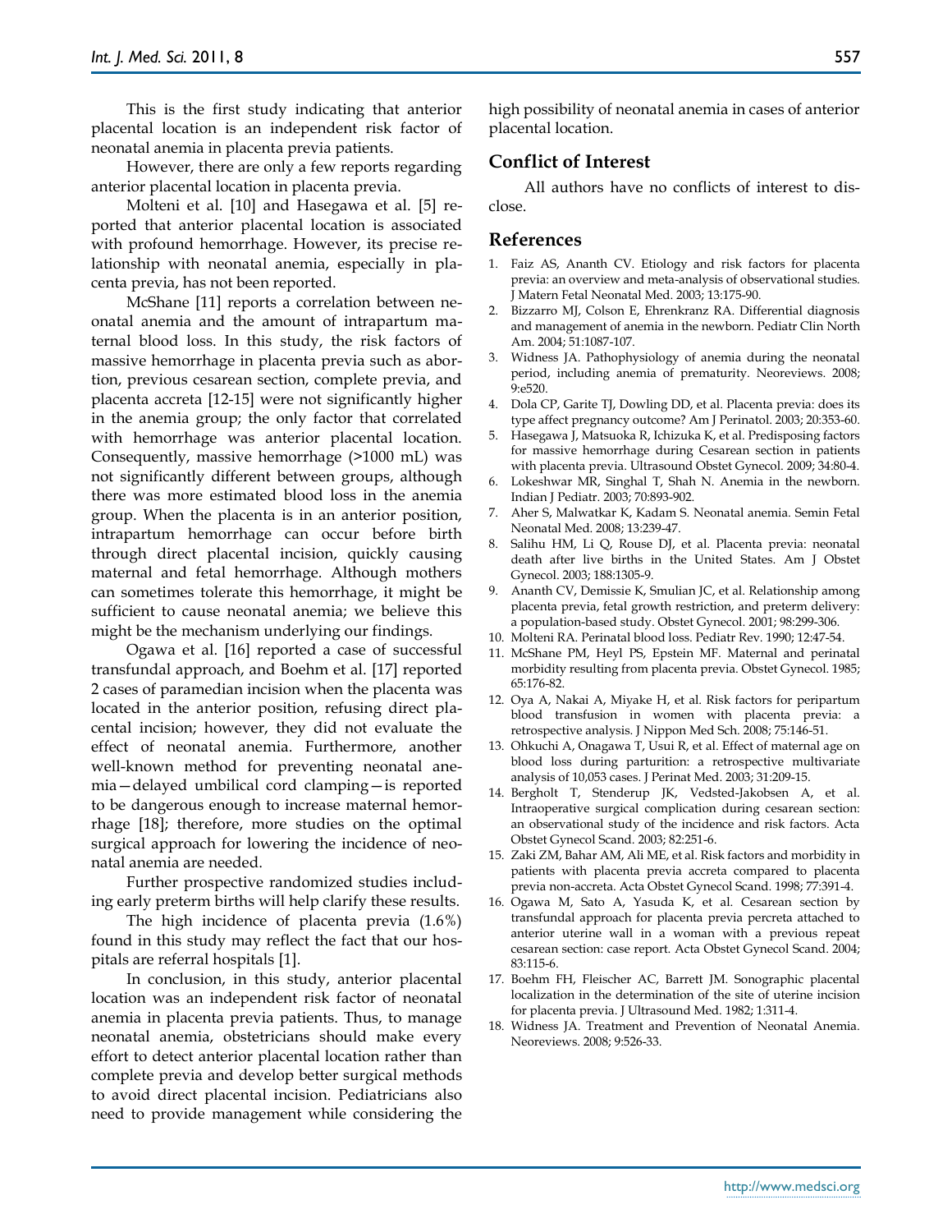This is the first study indicating that anterior placental location is an independent risk factor of neonatal anemia in placenta previa patients.

However, there are only a few reports regarding anterior placental location in placenta previa.

Molteni et al. [10] and Hasegawa et al. [5] reported that anterior placental location is associated with profound hemorrhage. However, its precise relationship with neonatal anemia, especially in placenta previa, has not been reported.

McShane [11] reports a correlation between neonatal anemia and the amount of intrapartum maternal blood loss. In this study, the risk factors of massive hemorrhage in placenta previa such as abortion, previous cesarean section, complete previa, and placenta accreta [12-15] were not significantly higher in the anemia group; the only factor that correlated with hemorrhage was anterior placental location. Consequently, massive hemorrhage (>1000 mL) was not significantly different between groups, although there was more estimated blood loss in the anemia group. When the placenta is in an anterior position, intrapartum hemorrhage can occur before birth through direct placental incision, quickly causing maternal and fetal hemorrhage. Although mothers can sometimes tolerate this hemorrhage, it might be sufficient to cause neonatal anemia; we believe this might be the mechanism underlying our findings.

Ogawa et al. [16] reported a case of successful transfundal approach, and Boehm et al. [17] reported 2 cases of paramedian incision when the placenta was located in the anterior position, refusing direct placental incision; however, they did not evaluate the effect of neonatal anemia. Furthermore, another well-known method for preventing neonatal anemia—delayed umbilical cord clamping—is reported to be dangerous enough to increase maternal hemorrhage [18]; therefore, more studies on the optimal surgical approach for lowering the incidence of neonatal anemia are needed.

Further prospective randomized studies including early preterm births will help clarify these results.

The high incidence of placenta previa (1.6%) found in this study may reflect the fact that our hospitals are referral hospitals [1].

In conclusion, in this study, anterior placental location was an independent risk factor of neonatal anemia in placenta previa patients. Thus, to manage neonatal anemia, obstetricians should make every effort to detect anterior placental location rather than complete previa and develop better surgical methods to avoid direct placental incision. Pediatricians also need to provide management while considering the high possibility of neonatal anemia in cases of anterior placental location.

## Conflict of Interest

All authors have no conflicts of interest to disclose.

## References

1. Faiz AS, Ananth CV. Etiology and risk factors for placenta previa: an overview and meta-analysis of observational studies. J Matern Fetal Neonatal Med. 2003; 13:175-90.
2. Bizzarro MJ, Colson E, Ehrenkranz RA. Differential diagnosis and management of anemia in the newborn. Pediatr Clin North Am. 2004; 51:1087-107.
3. Widness JA. Pathophysiology of anemia during the neonatal period, including anemia of prematurity. Neoreviews. 2008; 9:e520.
4. Dola CP, Garite TJ, Dowling DD, et al. Placenta previa: does its type affect pregnancy outcome? Am J Perinatol. 2003; 20:353-60.
5. Hasegawa J, Matsuoka R, Ichizuka K, et al. Predisposing factors for massive hemorrhage during Cesarean section in patients with placenta previa. Ultrasound Obstet Gynecol. 2009; 34:80-4.
6. Lokeshwar MR, Singhal T, Shah N. Anemia in the newborn. Indian J Pediatr. 2003; 70:893-902.
7. Aher S, Malwatkar K, Kadam S. Neonatal anemia. Semin Fetal Neonatal Med. 2008; 13:239-47.
8. Salihu HM, Li Q, Rouse DJ, et al. Placenta previa: neonatal death after live births in the United States. Am J Obstet Gynecol. 2003; 188:1305-9.
9. Ananth CV, Demissie K, Smulian JC, et al. Relationship among placenta previa, fetal growth restriction, and preterm delivery: a population-based study. Obstet Gynecol. 2001; 98:299-306.
10. Molteni RA. Perinatal blood loss. Pediatr Rev. 1990; 12:47-54.
11. McShane PM, Heyl PS, Epstein MF. Maternal and perinatal morbidity resulting from placenta previa. Obstet Gynecol. 1985; 65:176-82.
12. Oya A, Nakai A, Miyake H, et al. Risk factors for peripartum blood transfusion in women with placenta previa: a retrospective analysis. J Nippon Med Sch. 2008; 75:146-51.
13. Ohkuchi A, Onagawa T, Usui R, et al. Effect of maternal age on blood loss during parturition: a retrospective multivariate analysis of 10,053 cases. J Perinat Med. 2003; 31:209-15.
14. Bergholt T, Stenderup JK, Vedsted-Jakobsen A, et al. Intraoperative surgical complication during cesarean section: an observational study of the incidence and risk factors. Acta Obstet Gynecol Scand. 2003; 82:251-6.
15. Zaki ZM, Bahar AM, Ali ME, et al. Risk factors and morbidity in patients with placenta previa accreta compared to placenta previa non-accreta. Acta Obstet Gynecol Scand. 1998; 77:391-4.
16. Ogawa M, Sato A, Yasuda K, et al. Cesarean section by transfundal approach for placenta previa percreta attached to anterior uterine wall in a woman with a previous repeat cesarean section: case report. Acta Obstet Gynecol Scand. 2004; 83:115-6.
17. Boehm FH, Fleischer AC, Barrett JM. Sonographic placental localization in the determination of the site of uterine incision for placenta previa. J Ultrasound Med. 1982; 1:311-4.
18. Widness JA. Treatment and Prevention of Neonatal Anemia. Neoreviews. 2008; 9:526-33.